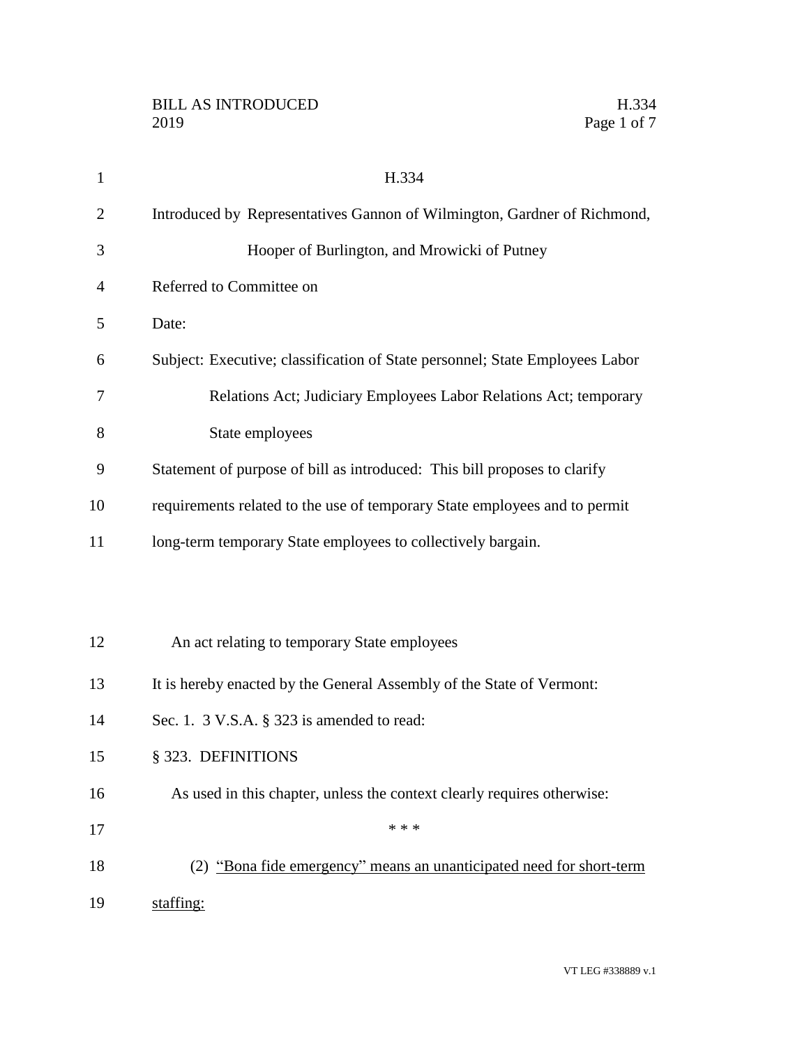# H.334

Introduced by Representatives Gannon of Wilmington, Gardner of Richmond, Hooper of Burlington, and Mrowicki of Putney

Referred to Committee on

Date:

Subject: Executive; classification of State personnel; State Employees Labor Relations Act; Judiciary Employees Labor Relations Act; temporary State employees

Statement of purpose of bill as introduced: This bill proposes to clarify requirements related to the use of temporary State employees and to permit long-term temporary State employees to collectively bargain.

An act relating to temporary State employees

It is hereby enacted by the General Assembly of the State of Vermont:

Sec. 1. 3 V.S.A. § 323 is amended to read:

§ 323. DEFINITIONS

As used in this chapter, unless the context clearly requires otherwise:

\* \* \*

(2) <u>"Bona fide emergency" means an unanticipated need for short-term staffing:</u>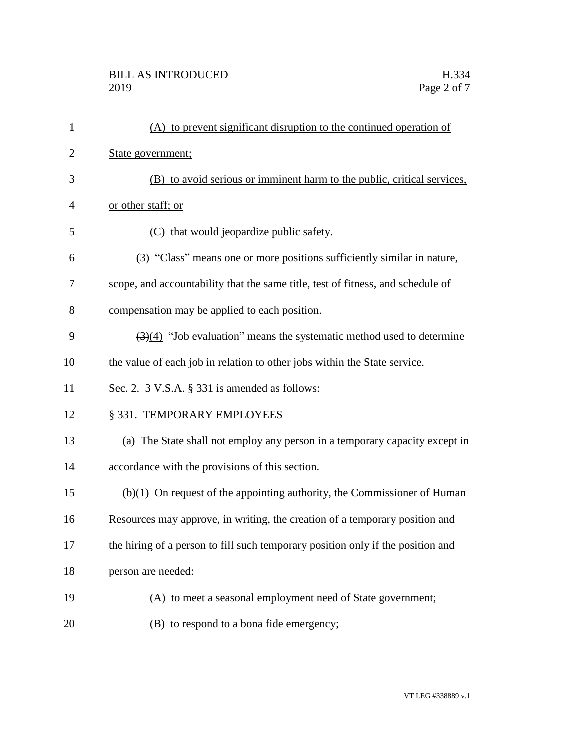(A) to prevent significant disruption to the continued operation of State government;

(B) to avoid serious or imminent harm to the public, critical services, or other staff; or

(C) that would jeopardize public safety.

(3) "Class" means one or more positions sufficiently similar in nature, scope, and accountability that the same title, test of fitness, and schedule of compensation may be applied to each position.

~~(3)~~(4) "Job evaluation" means the systematic method used to determine the value of each job in relation to other jobs within the State service.

Sec. 2. 3 V.S.A. § 331 is amended as follows:

§ 331. TEMPORARY EMPLOYEES

(a) The State shall not employ any person in a temporary capacity except in accordance with the provisions of this section.

(b)(1) On request of the appointing authority, the Commissioner of Human Resources may approve, in writing, the creation of a temporary position and the hiring of a person to fill such temporary position only if the position and person are needed:

(A) to meet a seasonal employment need of State government;

(B) to respond to a bona fide emergency;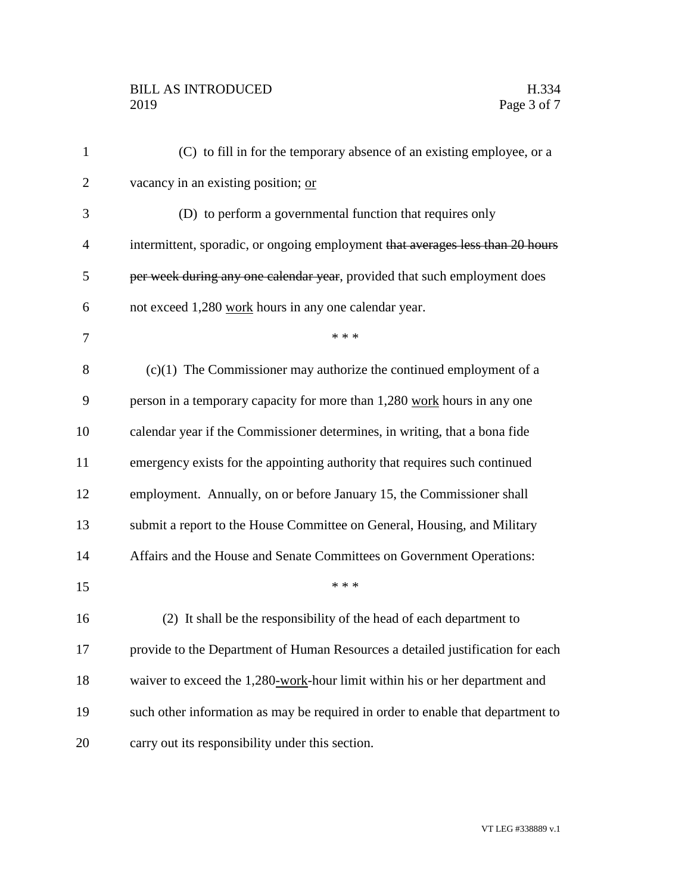(C) to fill in for the temporary absence of an existing employee, or a vacancy in an existing position; <u>or</u>

(D) to perform a governmental function that requires only intermittent, sporadic, or ongoing employment ~~that averages less than 20 hours per week during any one calendar year~~, provided that such employment does not exceed 1,280 <u>work</u> hours in any one calendar year.

\* \* \*

(c)(1) The Commissioner may authorize the continued employment of a person in a temporary capacity for more than 1,280 <u>work</u> hours in any one calendar year if the Commissioner determines, in writing, that a bona fide emergency exists for the appointing authority that requires such continued employment. Annually, on or before January 15, the Commissioner shall submit a report to the House Committee on General, Housing, and Military Affairs and the House and Senate Committees on Government Operations:

\* \* \*

(2) It shall be the responsibility of the head of each department to provide to the Department of Human Resources a detailed justification for each waiver to exceed the 1,280<u>-work</u>-hour limit within his or her department and such other information as may be required in order to enable that department to carry out its responsibility under this section.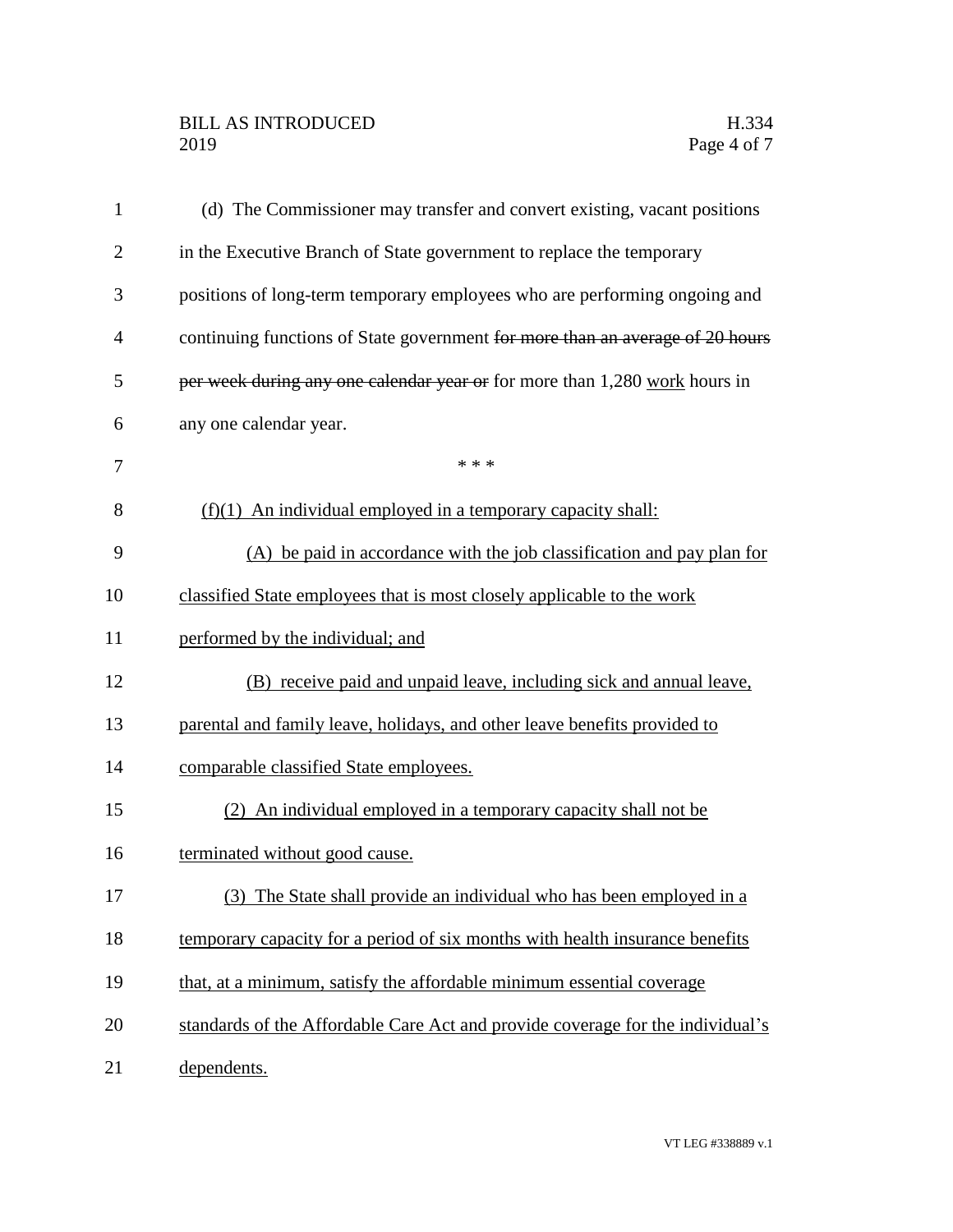(d) The Commissioner may transfer and convert existing, vacant positions in the Executive Branch of State government to replace the temporary positions of long-term temporary employees who are performing ongoing and continuing functions of State government ~~for more than an average of 20 hours per week during any one calendar year or~~ for more than 1,280 <u>work</u> hours in any one calendar year.

\* \* \*

<u>(f)(1) An individual employed in a temporary capacity shall:</u>

<u>(A) be paid in accordance with the job classification and pay plan for classified State employees that is most closely applicable to the work performed by the individual; and</u>

<u>(B) receive paid and unpaid leave, including sick and annual leave, parental and family leave, holidays, and other leave benefits provided to comparable classified State employees.</u>

<u>(2) An individual employed in a temporary capacity shall not be terminated without good cause.</u>

<u>(3) The State shall provide an individual who has been employed in a temporary capacity for a period of six months with health insurance benefits that, at a minimum, satisfy the affordable minimum essential coverage standards of the Affordable Care Act and provide coverage for the individual's dependents.</u>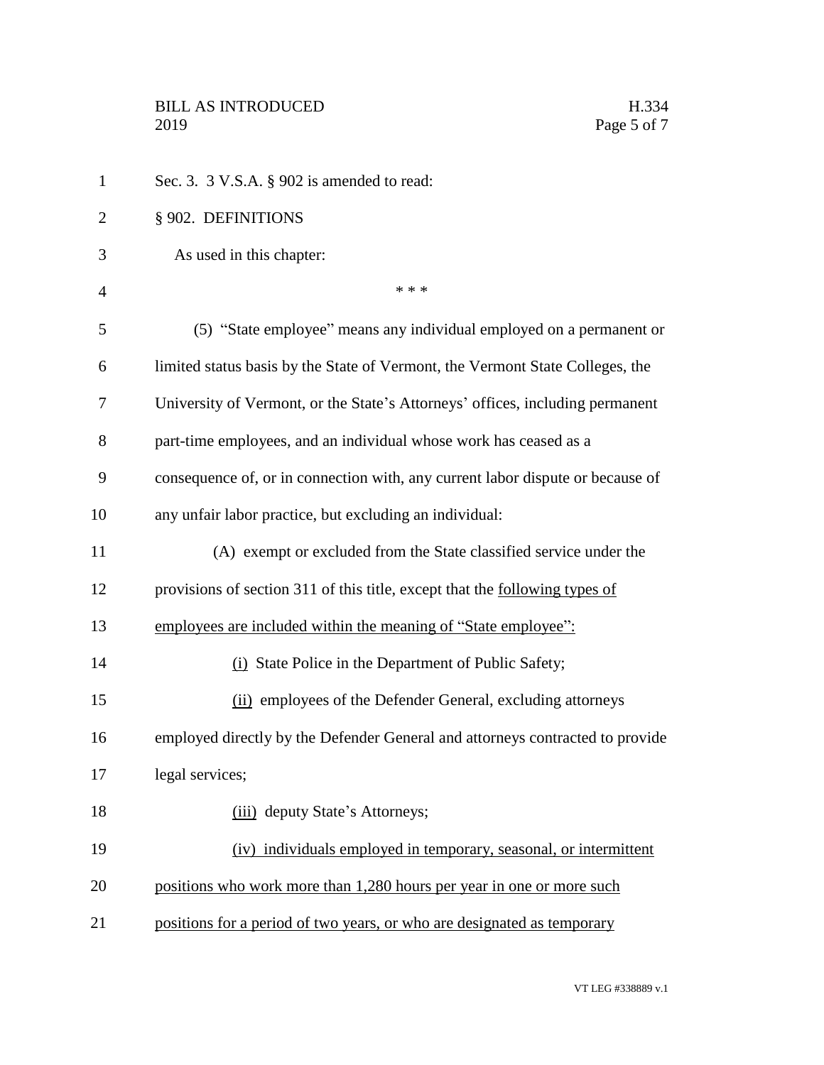Sec. 3. 3 V.S.A. § 902 is amended to read:

§ 902. DEFINITIONS

As used in this chapter:

\* \* \*

(5) "State employee" means any individual employed on a permanent or limited status basis by the State of Vermont, the Vermont State Colleges, the University of Vermont, or the State's Attorneys' offices, including permanent part-time employees, and an individual whose work has ceased as a consequence of, or in connection with, any current labor dispute or because of any unfair labor practice, but excluding an individual:

(A) exempt or excluded from the State classified service under the provisions of section 311 of this title, except that the <u>following types of employees are included within the meaning of "State employee":</u>

<u>(i)</u> State Police in the Department of Public Safety;

<u>(ii)</u> employees of the Defender General, excluding attorneys employed directly by the Defender General and attorneys contracted to provide legal services;

<u>(iii)</u> deputy State's Attorneys;

<u>(iv) individuals employed in temporary, seasonal, or intermittent positions who work more than 1,280 hours per year in one or more such positions for a period of two years, or who are designated as temporary</u>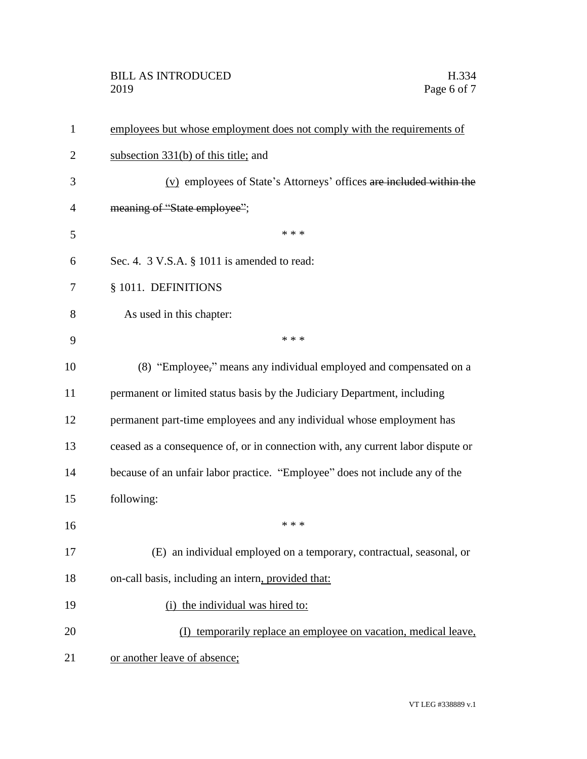employees but whose employment does not comply with the requirements of subsection 331(b) of this title; and

(v) employees of State's Attorneys' offices ~~are included within the meaning of "State employee"~~;

\* \* \*

Sec. 4. 3 V.S.A. § 1011 is amended to read:

§ 1011. DEFINITIONS

As used in this chapter:

\* \* \*

(8) "Employee~~,~~" means any individual employed and compensated on a permanent or limited status basis by the Judiciary Department, including permanent part-time employees and any individual whose employment has ceased as a consequence of, or in connection with, any current labor dispute or because of an unfair labor practice. "Employee" does not include any of the following:

\* \* \*

(E) an individual employed on a temporary, contractual, seasonal, or on-call basis, including an intern, provided that:

(i) the individual was hired to:

(I) temporarily replace an employee on vacation, medical leave, or another leave of absence;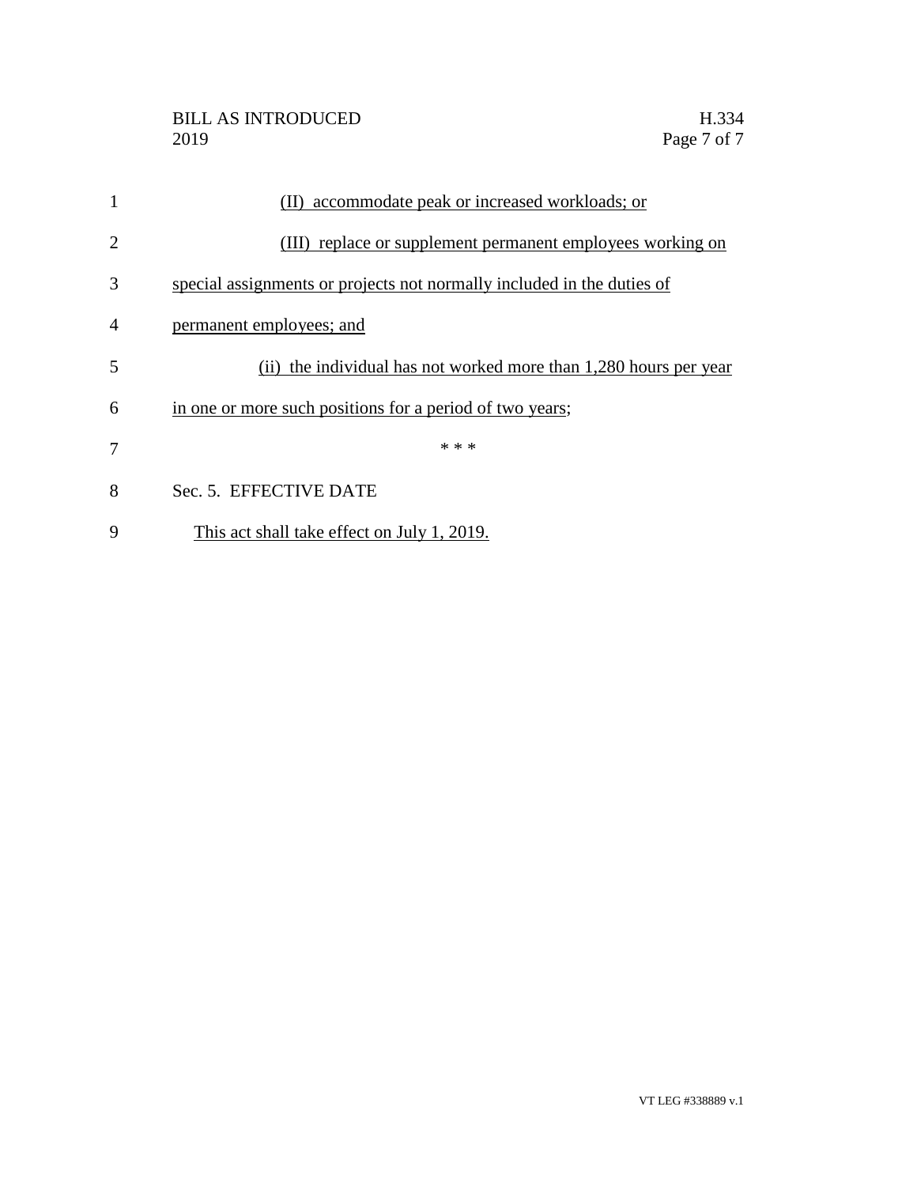(II) accommodate peak or increased workloads; or

(III) replace or supplement permanent employees working on special assignments or projects not normally included in the duties of permanent employees; and

(ii) the individual has not worked more than 1,280 hours per year in one or more such positions for a period of two years;

\* \* \*

Sec. 5. EFFECTIVE DATE

This act shall take effect on July 1, 2019.